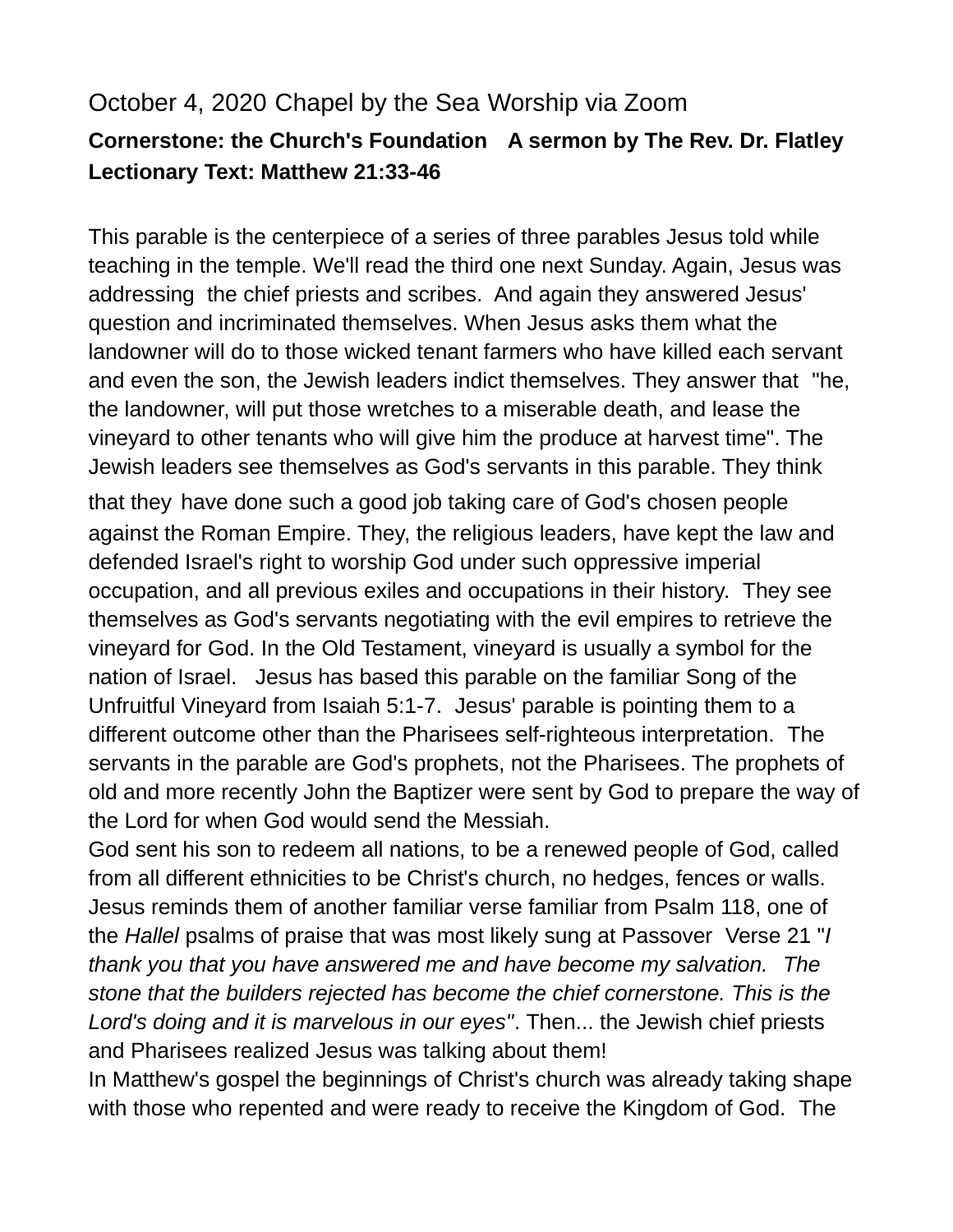October 4, 2020 Chapel by the Sea Worship via Zoom

**Cornerstone: the Church's Foundation   A sermon by The Rev. Dr. Flatley**
**Lectionary Text: Matthew 21:33-46**

This parable is the centerpiece of a series of three parables Jesus told while teaching in the temple. We'll read the third one next Sunday. Again, Jesus was addressing  the chief priests and scribes.  And again they answered Jesus' question and incriminated themselves. When Jesus asks them what the landowner will do to those wicked tenant farmers who have killed each servant and even the son, the Jewish leaders indict themselves. They answer that  "he, the landowner, will put those wretches to a miserable death, and lease the vineyard to other tenants who will give him the produce at harvest time". The Jewish leaders see themselves as God's servants in this parable. They think that they have done such a good job taking care of God's chosen people against the Roman Empire. They, the religious leaders, have kept the law and defended Israel's right to worship God under such oppressive imperial occupation, and all previous exiles and occupations in their history.  They see themselves as God's servants negotiating with the evil empires to retrieve the vineyard for God. In the Old Testament, vineyard is usually a symbol for the nation of Israel.   Jesus has based this parable on the familiar Song of the Unfruitful Vineyard from Isaiah 5:1-7.  Jesus' parable is pointing them to a different outcome other than the Pharisees self-righteous interpretation.  The servants in the parable are God's prophets, not the Pharisees. The prophets of old and more recently John the Baptizer were sent by God to prepare the way of the Lord for when God would send the Messiah.

God sent his son to redeem all nations, to be a renewed people of God, called from all different ethnicities to be Christ's church, no hedges, fences or walls. Jesus reminds them of another familiar verse familiar from Psalm 118, one of the *Hallel* psalms of praise that was most likely sung at Passover  Verse 21 "*I thank you that you have answered me and have become my salvation.   The stone that the builders rejected has become the chief cornerstone. This is the Lord's doing and it is marvelous in our eyes"*. Then... the Jewish chief priests and Pharisees realized Jesus was talking about them!

In Matthew's gospel the beginnings of Christ's church was already taking shape with those who repented and were ready to receive the Kingdom of God.  The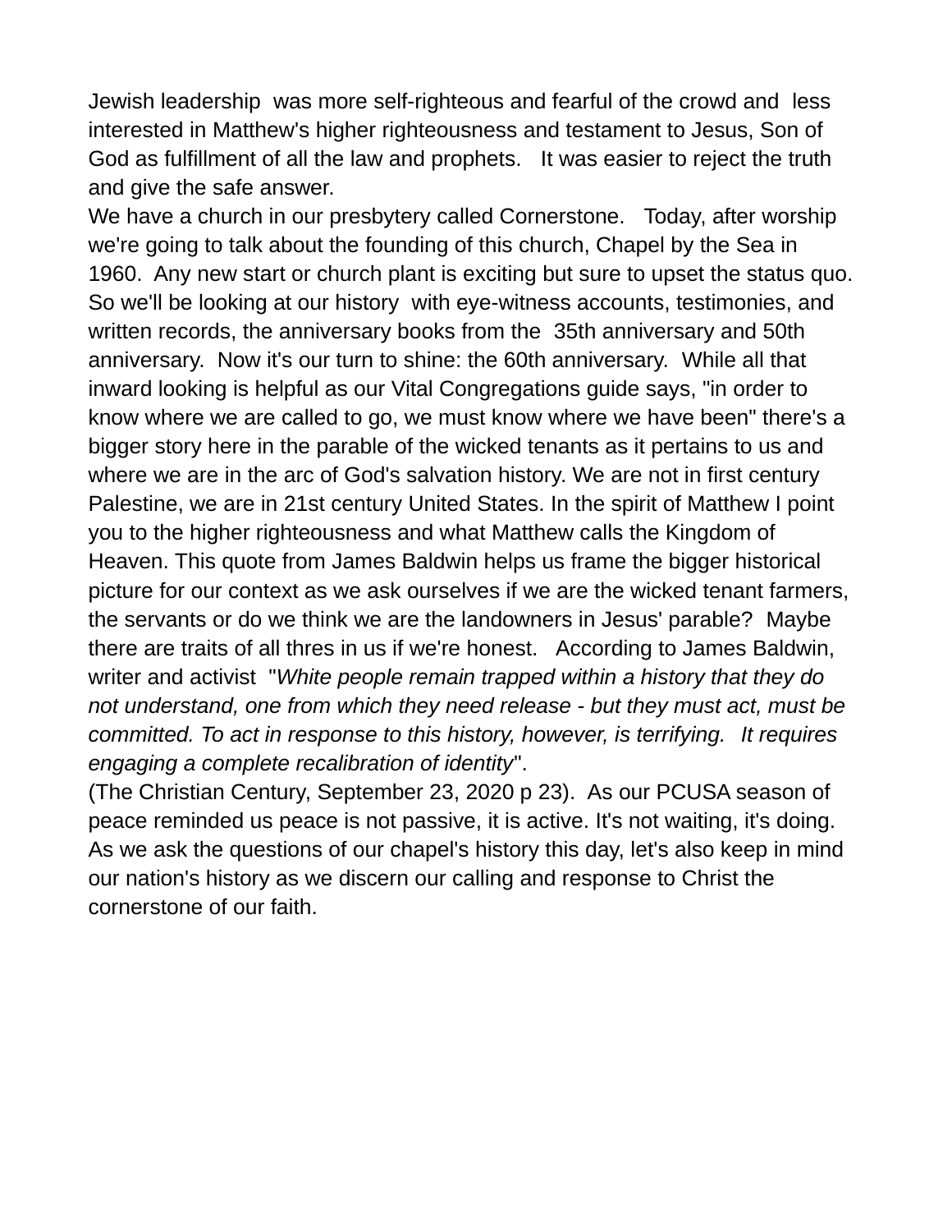Jewish leadership was more self-righteous and fearful of the crowd and less interested in Matthew's higher righteousness and testament to Jesus, Son of God as fulfillment of all the law and prophets. It was easier to reject the truth and give the safe answer.

We have a church in our presbytery called Cornerstone. Today, after worship we're going to talk about the founding of this church, Chapel by the Sea in 1960. Any new start or church plant is exciting but sure to upset the status quo. So we'll be looking at our history with eye-witness accounts, testimonies, and written records, the anniversary books from the 35th anniversary and 50th anniversary. Now it's our turn to shine: the 60th anniversary. While all that inward looking is helpful as our Vital Congregations guide says, "in order to know where we are called to go, we must know where we have been" there's a bigger story here in the parable of the wicked tenants as it pertains to us and where we are in the arc of God's salvation history. We are not in first century Palestine, we are in 21st century United States. In the spirit of Matthew I point you to the higher righteousness and what Matthew calls the Kingdom of Heaven. This quote from James Baldwin helps us frame the bigger historical picture for our context as we ask ourselves if we are the wicked tenant farmers, the servants or do we think we are the landowners in Jesus' parable? Maybe there are traits of all thres in us if we're honest. According to James Baldwin, writer and activist "*White people remain trapped within a history that they do not understand, one from which they need release - but they must act, must be committed. To act in response to this history, however, is terrifying. It requires engaging a complete recalibration of identity*".

(The Christian Century, September 23, 2020 p 23). As our PCUSA season of peace reminded us peace is not passive, it is active. It's not waiting, it's doing. As we ask the questions of our chapel's history this day, let's also keep in mind our nation's history as we discern our calling and response to Christ the cornerstone of our faith.